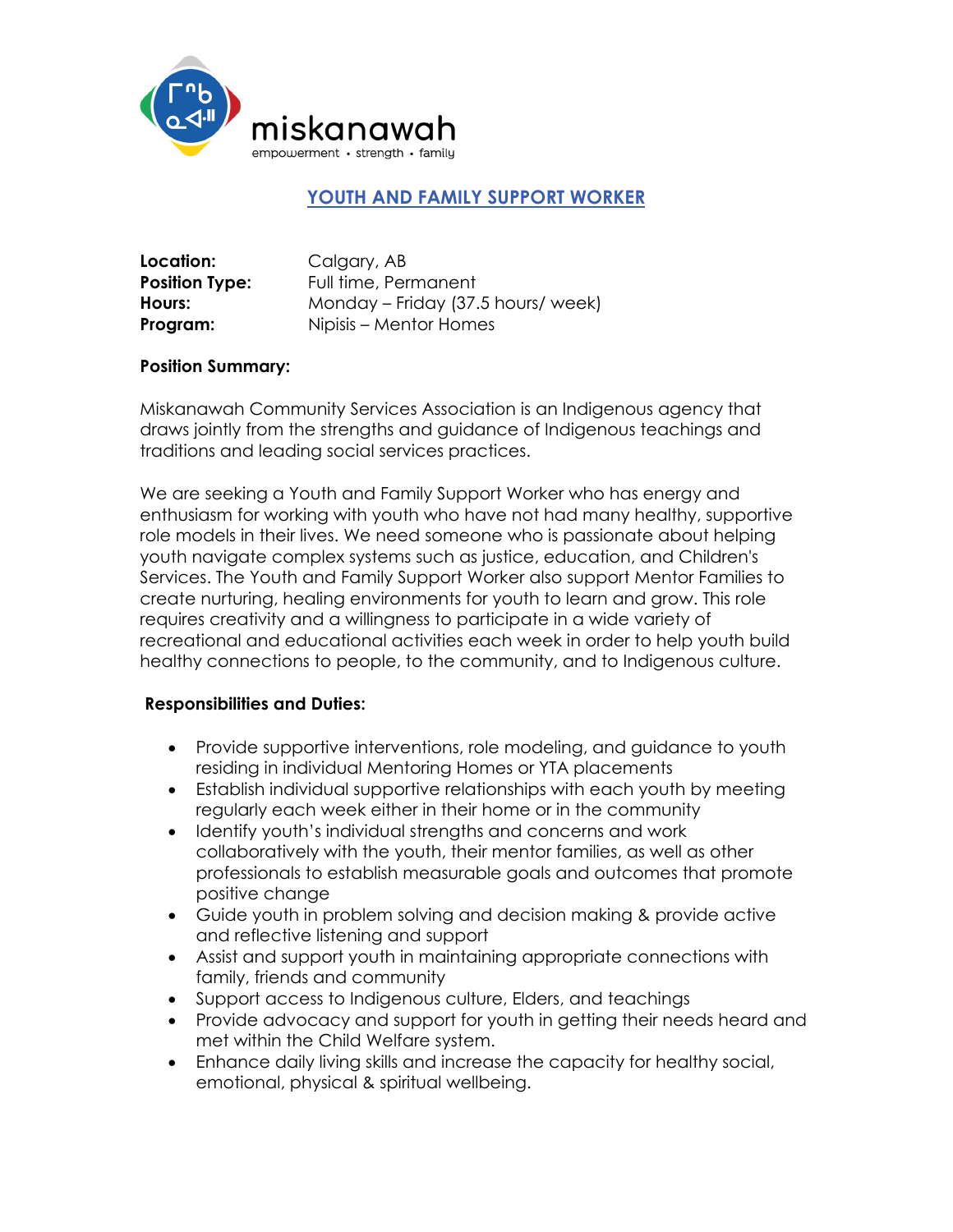miskanawah
empowerment • strength • family

# YOUTH AND FAMILY SUPPORT WORKER

**Location:** Calgary, AB
**Position Type:** Full time, Permanent
**Hours:** Monday – Friday (37.5 hours/ week)
**Program:** Nipisis – Mentor Homes

**Position Summary:**

Miskanawah Community Services Association is an Indigenous agency that draws jointly from the strengths and guidance of Indigenous teachings and traditions and leading social services practices.

We are seeking a Youth and Family Support Worker who has energy and enthusiasm for working with youth who have not had many healthy, supportive role models in their lives. We need someone who is passionate about helping youth navigate complex systems such as justice, education, and Children's Services. The Youth and Family Support Worker also support Mentor Families to create nurturing, healing environments for youth to learn and grow. This role requires creativity and a willingness to participate in a wide variety of recreational and educational activities each week in order to help youth build healthy connections to people, to the community, and to Indigenous culture.

**Responsibilities and Duties:**

- Provide supportive interventions, role modeling, and guidance to youth residing in individual Mentoring Homes or YTA placements
- Establish individual supportive relationships with each youth by meeting regularly each week either in their home or in the community
- Identify youth's individual strengths and concerns and work collaboratively with the youth, their mentor families, as well as other professionals to establish measurable goals and outcomes that promote positive change
- Guide youth in problem solving and decision making & provide active and reflective listening and support
- Assist and support youth in maintaining appropriate connections with family, friends and community
- Support access to Indigenous culture, Elders, and teachings
- Provide advocacy and support for youth in getting their needs heard and met within the Child Welfare system.
- Enhance daily living skills and increase the capacity for healthy social, emotional, physical & spiritual wellbeing.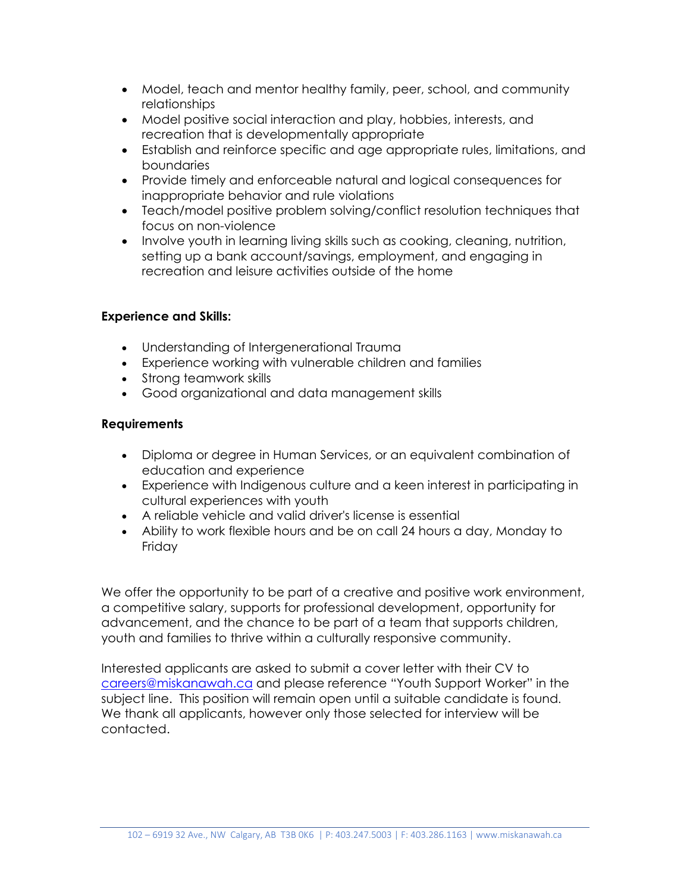- Model, teach and mentor healthy family, peer, school, and community relationships
- Model positive social interaction and play, hobbies, interests, and recreation that is developmentally appropriate
- Establish and reinforce specific and age appropriate rules, limitations, and boundaries
- Provide timely and enforceable natural and logical consequences for inappropriate behavior and rule violations
- Teach/model positive problem solving/conflict resolution techniques that focus on non-violence
- Involve youth in learning living skills such as cooking, cleaning, nutrition, setting up a bank account/savings, employment, and engaging in recreation and leisure activities outside of the home

**Experience and Skills:**

- Understanding of Intergenerational Trauma
- Experience working with vulnerable children and families
- Strong teamwork skills
- Good organizational and data management skills

**Requirements**

- Diploma or degree in Human Services, or an equivalent combination of education and experience
- Experience with Indigenous culture and a keen interest in participating in cultural experiences with youth
- A reliable vehicle and valid driver's license is essential
- Ability to work flexible hours and be on call 24 hours a day, Monday to Friday

We offer the opportunity to be part of a creative and positive work environment, a competitive salary, supports for professional development, opportunity for advancement, and the chance to be part of a team that supports children, youth and families to thrive within a culturally responsive community.

Interested applicants are asked to submit a cover letter with their CV to careers@miskanawah.ca and please reference "Youth Support Worker" in the subject line. This position will remain open until a suitable candidate is found. We thank all applicants, however only those selected for interview will be contacted.

102 – 6919 32 Ave., NW Calgary, AB T3B 0K6 | P: 403.247.5003 | F: 403.286.1163 | www.miskanawah.ca